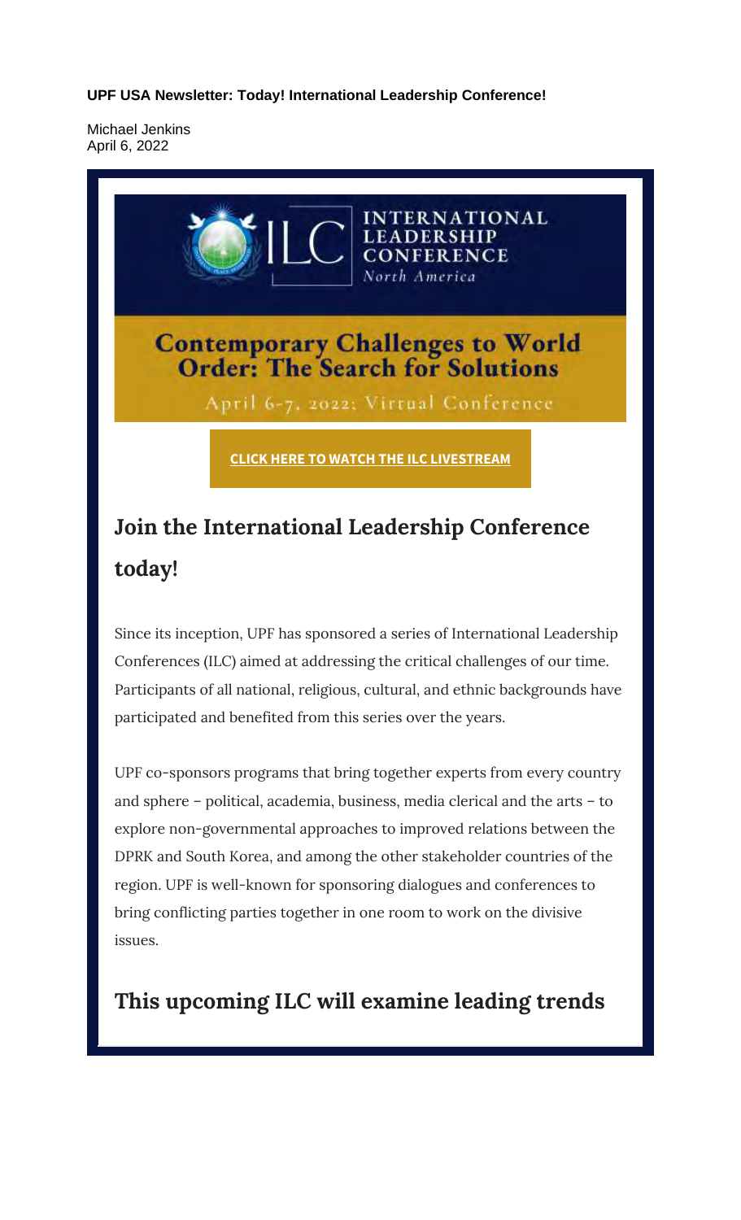**UPF USA Newsletter: Today! International Leadership Conference!**

Michael Jenkins
April 6, 2022

INTERNATIONAL LEADERSHIP CONFERENCE
*North America*

## Contemporary Challenges to World Order: The Search for Solutions

April 6-7, 2022: Virtual Conference

**CLICK HERE TO WATCH THE ILC LIVESTREAM**

## Join the International Leadership Conference today!

Since its inception, UPF has sponsored a series of International Leadership Conferences (ILC) aimed at addressing the critical challenges of our time. Participants of all national, religious, cultural, and ethnic backgrounds have participated and benefited from this series over the years.

UPF co-sponsors programs that bring together experts from every country and sphere – political, academia, business, media clerical and the arts – to explore non-governmental approaches to improved relations between the DPRK and South Korea, and among the other stakeholder countries of the region. UPF is well-known for sponsoring dialogues and conferences to bring conflicting parties together in one room to work on the divisive issues.

## This upcoming ILC will examine leading trends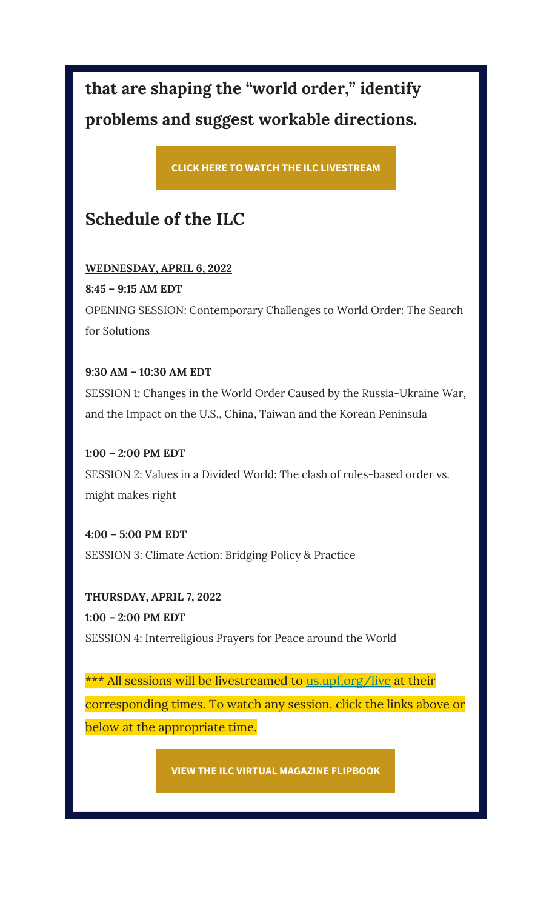**that are shaping the "world order," identify problems and suggest workable directions.**

**CLICK HERE TO WATCH THE ILC LIVESTREAM**

## Schedule of the ILC

**WEDNESDAY, APRIL 6, 2022**

**8:45 – 9:15 AM EDT**
OPENING SESSION: Contemporary Challenges to World Order: The Search for Solutions

**9:30 AM – 10:30 AM EDT**
SESSION 1: Changes in the World Order Caused by the Russia-Ukraine War, and the Impact on the U.S., China, Taiwan and the Korean Peninsula

**1:00 – 2:00 PM EDT**
SESSION 2: Values in a Divided World: The clash of rules-based order vs. might makes right

**4:00 – 5:00 PM EDT**
SESSION 3: Climate Action: Bridging Policy & Practice

**THURSDAY, APRIL 7, 2022**

**1:00 – 2:00 PM EDT**
SESSION 4: Interreligious Prayers for Peace around the World

*** All sessions will be livestreamed to us.upf,org/live at their corresponding times. To watch any session, click the links above or below at the appropriate time.

**VIEW THE ILC VIRTUAL MAGAZINE FLIPBOOK**